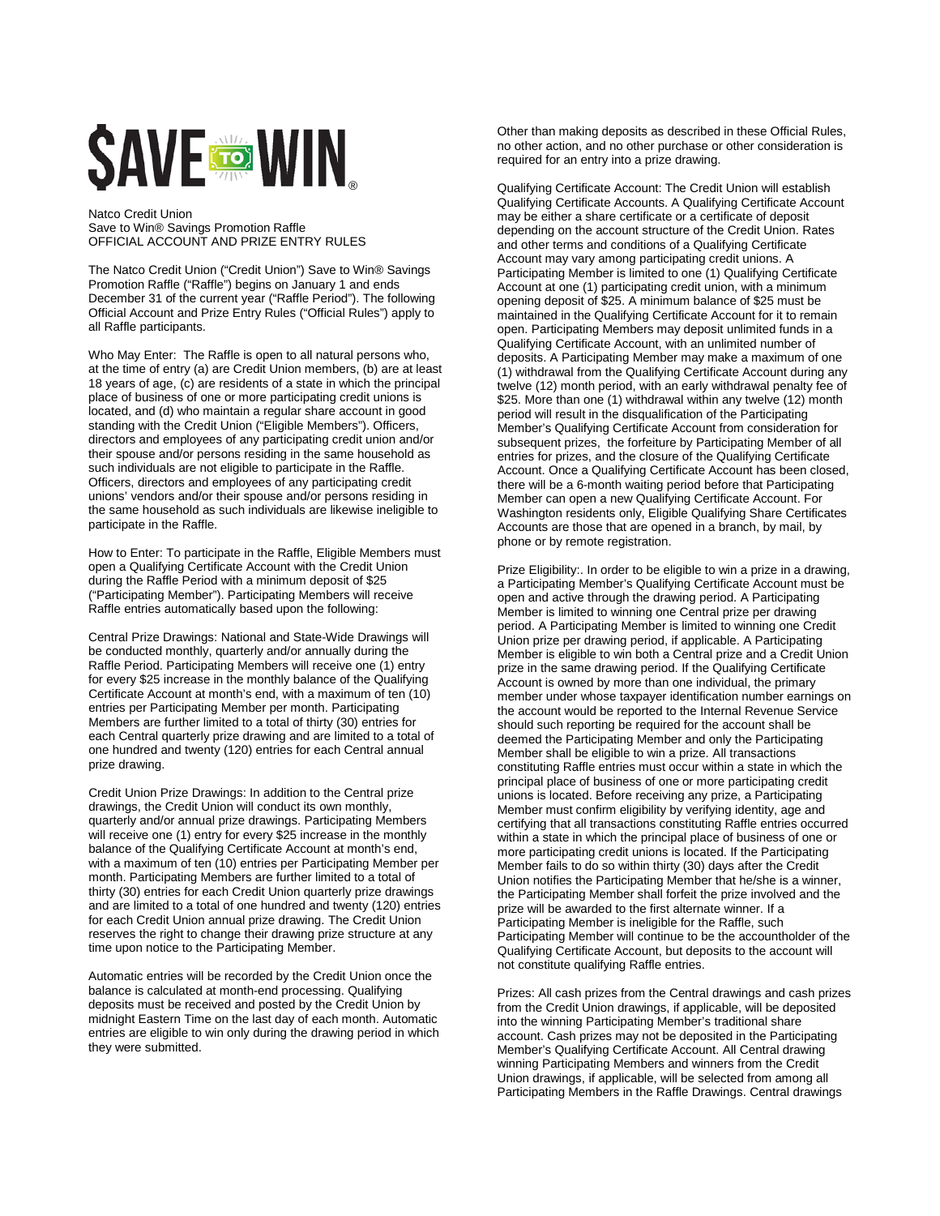# $AVE TO WIN®

Natco Credit Union
Save to Win® Savings Promotion Raffle
OFFICIAL ACCOUNT AND PRIZE ENTRY RULES

The Natco Credit Union ("Credit Union") Save to Win® Savings Promotion Raffle ("Raffle") begins on January 1 and ends December 31 of the current year ("Raffle Period"). The following Official Account and Prize Entry Rules ("Official Rules") apply to all Raffle participants.

Who May Enter: The Raffle is open to all natural persons who, at the time of entry (a) are Credit Union members, (b) are at least 18 years of age, (c) are residents of a state in which the principal place of business of one or more participating credit unions is located, and (d) who maintain a regular share account in good standing with the Credit Union ("Eligible Members"). Officers, directors and employees of any participating credit union and/or their spouse and/or persons residing in the same household as such individuals are not eligible to participate in the Raffle. Officers, directors and employees of any participating credit unions' vendors and/or their spouse and/or persons residing in the same household as such individuals are likewise ineligible to participate in the Raffle.

How to Enter: To participate in the Raffle, Eligible Members must open a Qualifying Certificate Account with the Credit Union during the Raffle Period with a minimum deposit of $25 ("Participating Member"). Participating Members will receive Raffle entries automatically based upon the following:

Central Prize Drawings: National and State-Wide Drawings will be conducted monthly, quarterly and/or annually during the Raffle Period. Participating Members will receive one (1) entry for every $25 increase in the monthly balance of the Qualifying Certificate Account at month's end, with a maximum of ten (10) entries per Participating Member per month. Participating Members are further limited to a total of thirty (30) entries for each Central quarterly prize drawing and are limited to a total of one hundred and twenty (120) entries for each Central annual prize drawing.

Credit Union Prize Drawings: In addition to the Central prize drawings, the Credit Union will conduct its own monthly, quarterly and/or annual prize drawings. Participating Members will receive one (1) entry for every $25 increase in the monthly balance of the Qualifying Certificate Account at month's end, with a maximum of ten (10) entries per Participating Member per month. Participating Members are further limited to a total of thirty (30) entries for each Credit Union quarterly prize drawings and are limited to a total of one hundred and twenty (120) entries for each Credit Union annual prize drawing. The Credit Union reserves the right to change their drawing prize structure at any time upon notice to the Participating Member.

Automatic entries will be recorded by the Credit Union once the balance is calculated at month-end processing. Qualifying deposits must be received and posted by the Credit Union by midnight Eastern Time on the last day of each month. Automatic entries are eligible to win only during the drawing period in which they were submitted.

Other than making deposits as described in these Official Rules, no other action, and no other purchase or other consideration is required for an entry into a prize drawing.

Qualifying Certificate Account: The Credit Union will establish Qualifying Certificate Accounts. A Qualifying Certificate Account may be either a share certificate or a certificate of deposit depending on the account structure of the Credit Union. Rates and other terms and conditions of a Qualifying Certificate Account may vary among participating credit unions. A Participating Member is limited to one (1) Qualifying Certificate Account at one (1) participating credit union, with a minimum opening deposit of $25. A minimum balance of $25 must be maintained in the Qualifying Certificate Account for it to remain open. Participating Members may deposit unlimited funds in a Qualifying Certificate Account, with an unlimited number of deposits. A Participating Member may make a maximum of one (1) withdrawal from the Qualifying Certificate Account during any twelve (12) month period, with an early withdrawal penalty fee of $25. More than one (1) withdrawal within any twelve (12) month period will result in the disqualification of the Participating Member's Qualifying Certificate Account from consideration for subsequent prizes, the forfeiture by Participating Member of all entries for prizes, and the closure of the Qualifying Certificate Account. Once a Qualifying Certificate Account has been closed, there will be a 6-month waiting period before that Participating Member can open a new Qualifying Certificate Account. For Washington residents only, Eligible Qualifying Share Certificates Accounts are those that are opened in a branch, by mail, by phone or by remote registration.

Prize Eligibility:. In order to be eligible to win a prize in a drawing, a Participating Member's Qualifying Certificate Account must be open and active through the drawing period. A Participating Member is limited to winning one Central prize per drawing period. A Participating Member is limited to winning one Credit Union prize per drawing period, if applicable. A Participating Member is eligible to win both a Central prize and a Credit Union prize in the same drawing period. If the Qualifying Certificate Account is owned by more than one individual, the primary member under whose taxpayer identification number earnings on the account would be reported to the Internal Revenue Service should such reporting be required for the account shall be deemed the Participating Member and only the Participating Member shall be eligible to win a prize. All transactions constituting Raffle entries must occur within a state in which the principal place of business of one or more participating credit unions is located. Before receiving any prize, a Participating Member must confirm eligibility by verifying identity, age and certifying that all transactions constituting Raffle entries occurred within a state in which the principal place of business of one or more participating credit unions is located. If the Participating Member fails to do so within thirty (30) days after the Credit Union notifies the Participating Member that he/she is a winner, the Participating Member shall forfeit the prize involved and the prize will be awarded to the first alternate winner. If a Participating Member is ineligible for the Raffle, such Participating Member will continue to be the accountholder of the Qualifying Certificate Account, but deposits to the account will not constitute qualifying Raffle entries.

Prizes: All cash prizes from the Central drawings and cash prizes from the Credit Union drawings, if applicable, will be deposited into the winning Participating Member's traditional share account. Cash prizes may not be deposited in the Participating Member's Qualifying Certificate Account. All Central drawing winning Participating Members and winners from the Credit Union drawings, if applicable, will be selected from among all Participating Members in the Raffle Drawings. Central drawings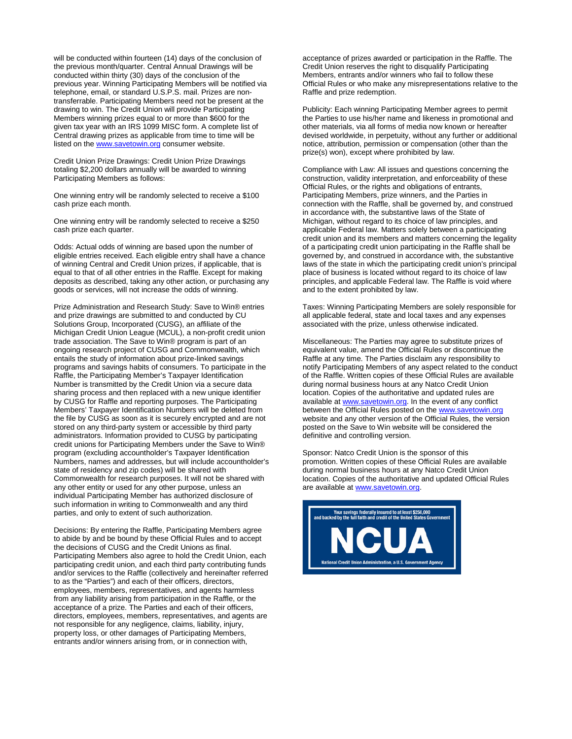will be conducted within fourteen (14) days of the conclusion of the previous month/quarter. Central Annual Drawings will be conducted within thirty (30) days of the conclusion of the previous year. Winning Participating Members will be notified via telephone, email, or standard U.S.P.S. mail. Prizes are non-transferrable. Participating Members need not be present at the drawing to win. The Credit Union will provide Participating Members winning prizes equal to or more than $600 for the given tax year with an IRS 1099 MISC form. A complete list of Central drawing prizes as applicable from time to time will be listed on the www.savetowin.org consumer website.

Credit Union Prize Drawings: Credit Union Prize Drawings totaling $2,200 dollars annually will be awarded to winning Participating Members as follows:

One winning entry will be randomly selected to receive a $100 cash prize each month.

One winning entry will be randomly selected to receive a $250 cash prize each quarter.

Odds: Actual odds of winning are based upon the number of eligible entries received. Each eligible entry shall have a chance of winning Central and Credit Union prizes, if applicable, that is equal to that of all other entries in the Raffle. Except for making deposits as described, taking any other action, or purchasing any goods or services, will not increase the odds of winning.

Prize Administration and Research Study: Save to Win® entries and prize drawings are submitted to and conducted by CU Solutions Group, Incorporated (CUSG), an affiliate of the Michigan Credit Union League (MCUL), a non-profit credit union trade association. The Save to Win® program is part of an ongoing research project of CUSG and Commonwealth, which entails the study of information about prize-linked savings programs and savings habits of consumers. To participate in the Raffle, the Participating Member's Taxpayer Identification Number is transmitted by the Credit Union via a secure data sharing process and then replaced with a new unique identifier by CUSG for Raffle and reporting purposes. The Participating Members' Taxpayer Identification Numbers will be deleted from the file by CUSG as soon as it is securely encrypted and are not stored on any third-party system or accessible by third party administrators. Information provided to CUSG by participating credit unions for Participating Members under the Save to Win® program (excluding accountholder's Taxpayer Identification Numbers, names and addresses, but will include accountholder's state of residency and zip codes) will be shared with Commonwealth for research purposes. It will not be shared with any other entity or used for any other purpose, unless an individual Participating Member has authorized disclosure of such information in writing to Commonwealth and any third parties, and only to extent of such authorization.

Decisions: By entering the Raffle, Participating Members agree to abide by and be bound by these Official Rules and to accept the decisions of CUSG and the Credit Unions as final. Participating Members also agree to hold the Credit Union, each participating credit union, and each third party contributing funds and/or services to the Raffle (collectively and hereinafter referred to as the "Parties") and each of their officers, directors, employees, members, representatives, and agents harmless from any liability arising from participation in the Raffle, or the acceptance of a prize. The Parties and each of their officers, directors, employees, members, representatives, and agents are not responsible for any negligence, claims, liability, injury, property loss, or other damages of Participating Members, entrants and/or winners arising from, or in connection with, acceptance of prizes awarded or participation in the Raffle. The Credit Union reserves the right to disqualify Participating Members, entrants and/or winners who fail to follow these Official Rules or who make any misrepresentations relative to the Raffle and prize redemption.

Publicity: Each winning Participating Member agrees to permit the Parties to use his/her name and likeness in promotional and other materials, via all forms of media now known or hereafter devised worldwide, in perpetuity, without any further or additional notice, attribution, permission or compensation (other than the prize(s) won), except where prohibited by law.

Compliance with Law: All issues and questions concerning the construction, validity interpretation, and enforceability of these Official Rules, or the rights and obligations of entrants, Participating Members, prize winners, and the Parties in connection with the Raffle, shall be governed by, and construed in accordance with, the substantive laws of the State of Michigan, without regard to its choice of law principles, and applicable Federal law. Matters solely between a participating credit union and its members and matters concerning the legality of a participating credit union participating in the Raffle shall be governed by, and construed in accordance with, the substantive laws of the state in which the participating credit union's principal place of business is located without regard to its choice of law principles, and applicable Federal law. The Raffle is void where and to the extent prohibited by law.

Taxes: Winning Participating Members are solely responsible for all applicable federal, state and local taxes and any expenses associated with the prize, unless otherwise indicated.

Miscellaneous: The Parties may agree to substitute prizes of equivalent value, amend the Official Rules or discontinue the Raffle at any time. The Parties disclaim any responsibility to notify Participating Members of any aspect related to the conduct of the Raffle. Written copies of these Official Rules are available during normal business hours at any Natco Credit Union location. Copies of the authoritative and updated rules are available at www.savetowin.org. In the event of any conflict between the Official Rules posted on the www.savetowin.org website and any other version of the Official Rules, the version posted on the Save to Win website will be considered the definitive and controlling version.

Sponsor: Natco Credit Union is the sponsor of this promotion. Written copies of these Official Rules are available during normal business hours at any Natco Credit Union location. Copies of the authoritative and updated Official Rules are available at www.savetowin.org.

Your savings federally insured to at least $250,000
and backed by the full faith and credit of the United States Government

NCUA

National Credit Union Administration, a U.S. Government Agency